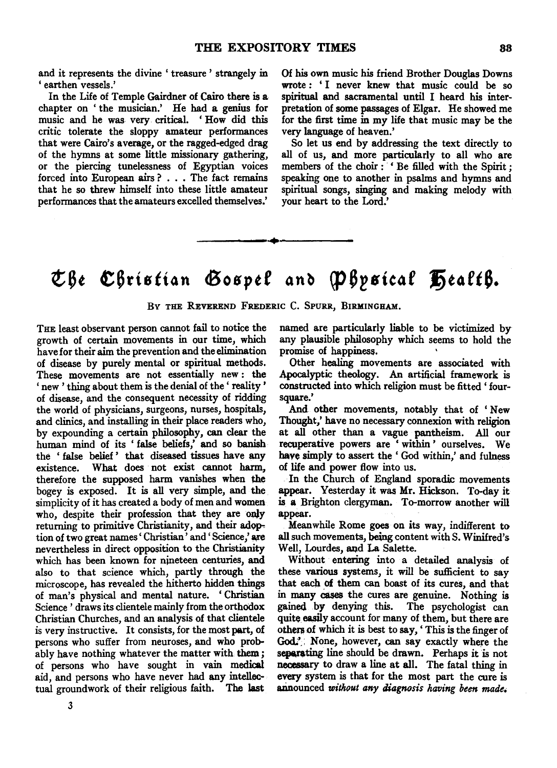and it represents the divine 'treasure' strangely in 'earthen vessels.'

In the Life of Temple Gairdner of Cairo there is a chapter on 'the musician.' He had a genius for music and he was very critical. 'How did this critic tolerate the sloppy amateur performances that were Cairo's average, or the ragged-edged drag of the hymns at some little missionary gathering, or the piercing tunelessness of Egyptian voices forced into European airs? . . . The fact remains that he so threw himself into these little amateur performances that the amateurs excelled themselves.' Of his own music his friend Brother Douglas Downs wrote: 'I never knew that music could be so spiritual and sacramental until I heard his interpretation of some passages of Elgar. He showed me for the first time in my life that music may be the very language of heaven.'

So let us end by addressing the text directly to all of us, and more particularly to all who are members of the choir: 'Be filled with the Spirit; speaking one to another in psalms and hymns and spiritual songs, singing and making melody with your heart to the Lord.'

---

# The Christian Gospel and Physical Health.

By the Reverend Frederic C. Spurr, Birmingham.

The least observant person cannot fail to notice the growth of certain movements in our time, which have for their aim the prevention and the elimination of disease by purely mental or spiritual methods. These movements are not essentially new: the 'new' thing about them is the denial of the 'reality' of disease, and the consequent necessity of ridding the world of physicians, surgeons, nurses, hospitals, and clinics, and installing in their place readers who, by expounding a certain philosophy, can clear the human mind of its 'false beliefs,' and so banish the 'false belief' that diseased tissues have any existence. What does not exist cannot harm, therefore the supposed harm vanishes when the bogey is exposed. It is all very simple, and the simplicity of it has created a body of men and women who, despite their profession that they are only returning to primitive Christianity, and their adoption of two great names 'Christian' and 'Science,' are nevertheless in direct opposition to the Christianity which has been known for nineteen centuries, and also to that science which, partly through the microscope, has revealed the hitherto hidden things of man's physical and mental nature. 'Christian Science' draws its clientele mainly from the orthodox Christian Churches, and an analysis of that clientele is very instructive. It consists, for the most part, of persons who suffer from neuroses, and who probably have nothing whatever the matter with them; of persons who have sought in vain medical aid, and persons who have never had any intellectual groundwork of their religious faith. The last named are particularly liable to be victimized by any plausible philosophy which seems to hold the promise of happiness.

Other healing movements are associated with Apocalyptic theology. An artificial framework is constructed into which religion must be fitted 'four-square.'

And other movements, notably that of 'New Thought,' have no necessary connexion with religion at all other than a vague pantheism. All our recuperative powers are 'within' ourselves. We have simply to assert the 'God within,' and fulness of life and power flow into us.

In the Church of England sporadic movements appear. Yesterday it was Mr. Hickson. To-day it is a Brighton clergyman. To-morrow another will appear.

Meanwhile Rome goes on its way, indifferent to all such movements, being content with S. Winifred's Well, Lourdes, and La Salette.

Without entering into a detailed analysis of these various systems, it will be sufficient to say that each of them can boast of its cures, and that in many cases the cures are genuine. Nothing is gained by denying this. The psychologist can quite easily account for many of them, but there are others of which it is best to say, 'This is the finger of God.' None, however, can say exactly where the separating line should be drawn. Perhaps it is not necessary to draw a line at all. The fatal thing in every system is that for the most part the cure is announced *without any diagnosis having been made.*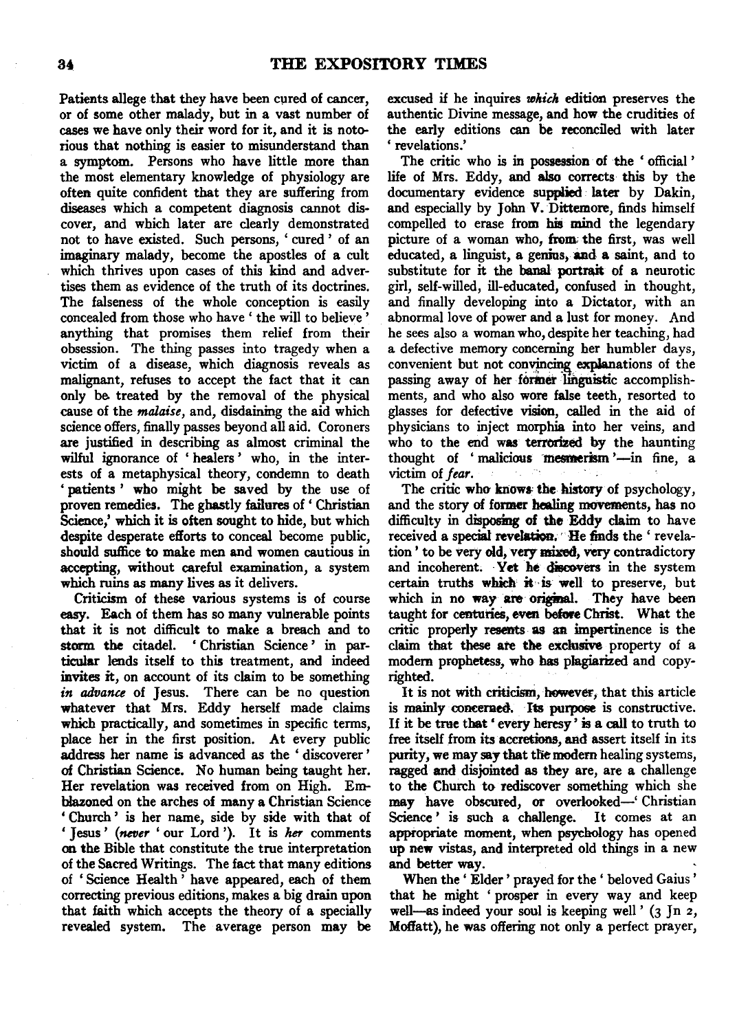Patients allege that they have been cured of cancer, or of some other malady, but in a vast number of cases we have only their word for it, and it is notorious that nothing is easier to misunderstand than a symptom. Persons who have little more than the most elementary knowledge of physiology are often quite confident that they are suffering from diseases which a competent diagnosis cannot discover, and which later are clearly demonstrated not to have existed. Such persons, 'cured' of an imaginary malady, become the apostles of a cult which thrives upon cases of this kind and advertises them as evidence of the truth of its doctrines. The falseness of the whole conception is easily concealed from those who have 'the will to believe' anything that promises them relief from their obsession. The thing passes into tragedy when a victim of a disease, which diagnosis reveals as malignant, refuses to accept the fact that it can only be treated by the removal of the physical cause of the *malaise*, and, disdaining the aid which science offers, finally passes beyond all aid. Coroners are justified in describing as almost criminal the wilful ignorance of 'healers' who, in the interests of a metaphysical theory, condemn to death 'patients' who might be saved by the use of proven remedies. The ghastly failures of 'Christian Science,' which it is often sought to hide, but which despite desperate efforts to conceal become public, should suffice to make men and women cautious in accepting, without careful examination, a system which ruins as many lives as it delivers.

Criticism of these various systems is of course easy. Each of them has so many vulnerable points that it is not difficult to make a breach and to storm the citadel. 'Christian Science' in particular lends itself to this treatment, and indeed invites it, on account of its claim to be something *in advance* of Jesus. There can be no question whatever that Mrs. Eddy herself made claims which practically, and sometimes in specific terms, place her in the first position. At every public address her name is advanced as the 'discoverer' of Christian Science. No human being taught her. Her revelation was received from on High. Emblazoned on the arches of many a Christian Science 'Church' is her name, side by side with that of 'Jesus' (*never* 'our Lord'). It is *her* comments on the Bible that constitute the true interpretation of the Sacred Writings. The fact that many editions of 'Science Health' have appeared, each of them correcting previous editions, makes a big drain upon that faith which accepts the theory of a specially revealed system. The average person may be excused if he inquires *which* edition preserves the authentic Divine message, and how the crudities of the early editions can be reconciled with later 'revelations.'

The critic who is in possession of the 'official' life of Mrs. Eddy, and also corrects this by the documentary evidence supplied later by Dakin, and especially by John V. Dittemore, finds himself compelled to erase from his mind the legendary picture of a woman who, from the first, was well educated, a linguist, a genius, and a saint, and to substitute for it the banal portrait of a neurotic girl, self-willed, ill-educated, confused in thought, and finally developing into a Dictator, with an abnormal love of power and a lust for money. And he sees also a woman who, despite her teaching, had a defective memory concerning her humbler days, convenient but not convincing explanations of the passing away of her former linguistic accomplishments, and who also wore false teeth, resorted to glasses for defective vision, called in the aid of physicians to inject morphia into her veins, and who to the end was terrorized by the haunting thought of 'malicious mesmerism'—in fine, a victim of *fear*.

The critic who knows the history of psychology, and the story of former healing movements, has no difficulty in disposing of the Eddy claim to have received a special revelation. He finds the 'revelation' to be very old, very mixed, very contradictory and incoherent. Yet he discovers in the system certain truths which it is well to preserve, but which in no way are original. They have been taught for centuries, even before Christ. What the critic properly resents as an impertinence is the claim that these are the exclusive property of a modern prophetess, who has plagiarized and copyrighted.

It is not with criticism, however, that this article is mainly concerned. Its purpose is constructive. If it be true that 'every heresy' is a call to truth to free itself from its accretions, and assert itself in its purity, we may say that the modern healing systems, ragged and disjointed as they are, are a challenge to the Church to rediscover something which she may have obscured, or overlooked—'Christian Science' is such a challenge. It comes at an appropriate moment, when psychology has opened up new vistas, and interpreted old things in a new and better way.

When the 'Elder' prayed for the 'beloved Gaius' that he might 'prosper in every way and keep well—as indeed your soul is keeping well' (3 Jn 2, Moffatt), he was offering not only a perfect prayer,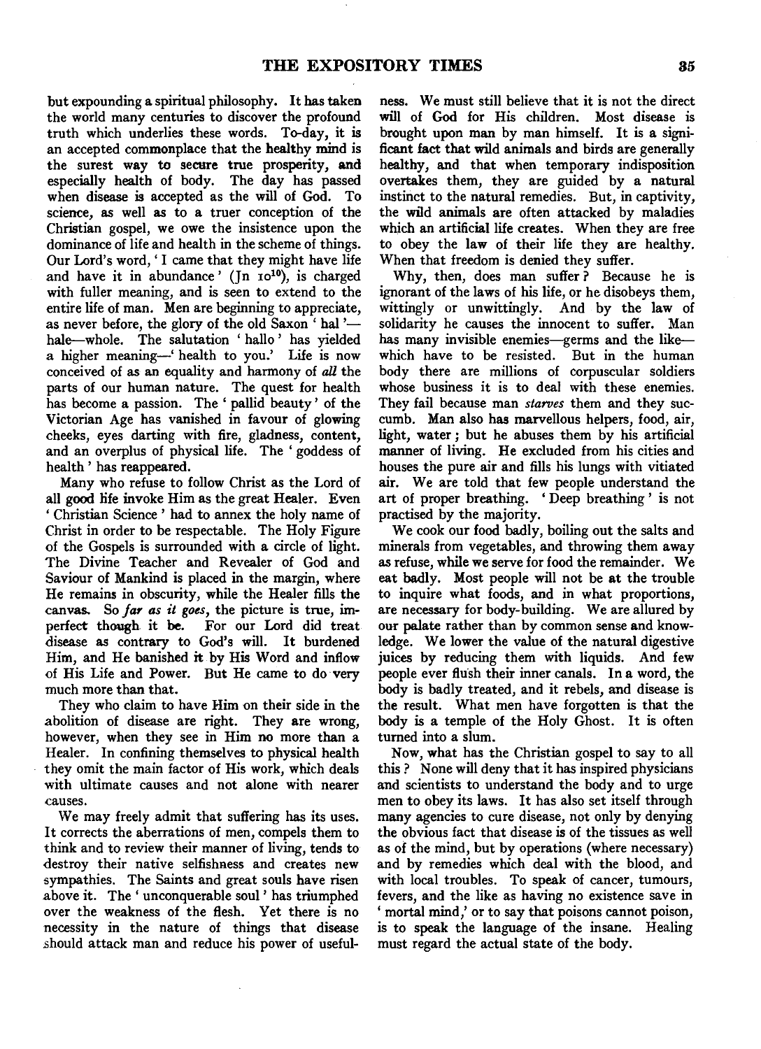but expounding a spiritual philosophy. It has taken the world many centuries to discover the profound truth which underlies these words. To-day, it is an accepted commonplace that the healthy mind is the surest way to secure true prosperity, and especially health of body. The day has passed when disease is accepted as the will of God. To science, as well as to a truer conception of the Christian gospel, we owe the insistence upon the dominance of life and health in the scheme of things. Our Lord's word, 'I came that they might have life and have it in abundance' (Jn $10^{10}$), is charged with fuller meaning, and is seen to extend to the entire life of man. Men are beginning to appreciate, as never before, the glory of the old Saxon 'hal'—hale—whole. The salutation 'hallo' has yielded a higher meaning—'health to you.' Life is now conceived of as an equality and harmony of *all* the parts of our human nature. The quest for health has become a passion. The 'pallid beauty' of the Victorian Age has vanished in favour of glowing cheeks, eyes darting with fire, gladness, content, and an overplus of physical life. The 'goddess of health' has reappeared.

Many who refuse to follow Christ as the Lord of all good life invoke Him as the great Healer. Even 'Christian Science' had to annex the holy name of Christ in order to be respectable. The Holy Figure of the Gospels is surrounded with a circle of light. The Divine Teacher and Revealer of God and Saviour of Mankind is placed in the margin, where He remains in obscurity, while the Healer fills the canvas. So *far as it goes*, the picture is true, imperfect though it be. For our Lord did treat disease as contrary to God's will. It burdened Him, and He banished it by His Word and inflow of His Life and Power. But He came to do very much more than that.

They who claim to have Him on their side in the abolition of disease are right. They are wrong, however, when they see in Him no more than a Healer. In confining themselves to physical health they omit the main factor of His work, which deals with ultimate causes and not alone with nearer causes.

We may freely admit that suffering has its uses. It corrects the aberrations of men, compels them to think and to review their manner of living, tends to destroy their native selfishness and creates new sympathies. The Saints and great souls have risen above it. The 'unconquerable soul' has triumphed over the weakness of the flesh. Yet there is no necessity in the nature of things that disease should attack man and reduce his power of usefulness. We must still believe that it is not the direct will of God for His children. Most disease is brought upon man by man himself. It is a significant fact that wild animals and birds are generally healthy, and that when temporary indisposition overtakes them, they are guided by a natural instinct to the natural remedies. But, in captivity, the wild animals are often attacked by maladies which an artificial life creates. When they are free to obey the law of their life they are healthy. When that freedom is denied they suffer.

Why, then, does man suffer? Because he is ignorant of the laws of his life, or he disobeys them, wittingly or unwittingly. And by the law of solidarity he causes the innocent to suffer. Man has many invisible enemies—germs and the like—which have to be resisted. But in the human body there are millions of corpuscular soldiers whose business it is to deal with these enemies. They fail because man *starves* them and they succumb. Man also has marvellous helpers, food, air, light, water; but he abuses them by his artificial manner of living. He excluded from his cities and houses the pure air and fills his lungs with vitiated air. We are told that few people understand the art of proper breathing. 'Deep breathing' is not practised by the majority.

We cook our food badly, boiling out the salts and minerals from vegetables, and throwing them away as refuse, while we serve for food the remainder. We eat badly. Most people will not be at the trouble to inquire what foods, and in what proportions, are necessary for body-building. We are allured by our palate rather than by common sense and knowledge. We lower the value of the natural digestive juices by reducing them with liquids. And few people ever flush their inner canals. In a word, the body is badly treated, and it rebels, and disease is the result. What men have forgotten is that the body is a temple of the Holy Ghost. It is often turned into a slum.

Now, what has the Christian gospel to say to all this? None will deny that it has inspired physicians and scientists to understand the body and to urge men to obey its laws. It has also set itself through many agencies to cure disease, not only by denying the obvious fact that disease is of the tissues as well as of the mind, but by operations (where necessary) and by remedies which deal with the blood, and with local troubles. To speak of cancer, tumours, fevers, and the like as having no existence save in 'mortal mind,' or to say that poisons cannot poison, is to speak the language of the insane. Healing must regard the actual state of the body.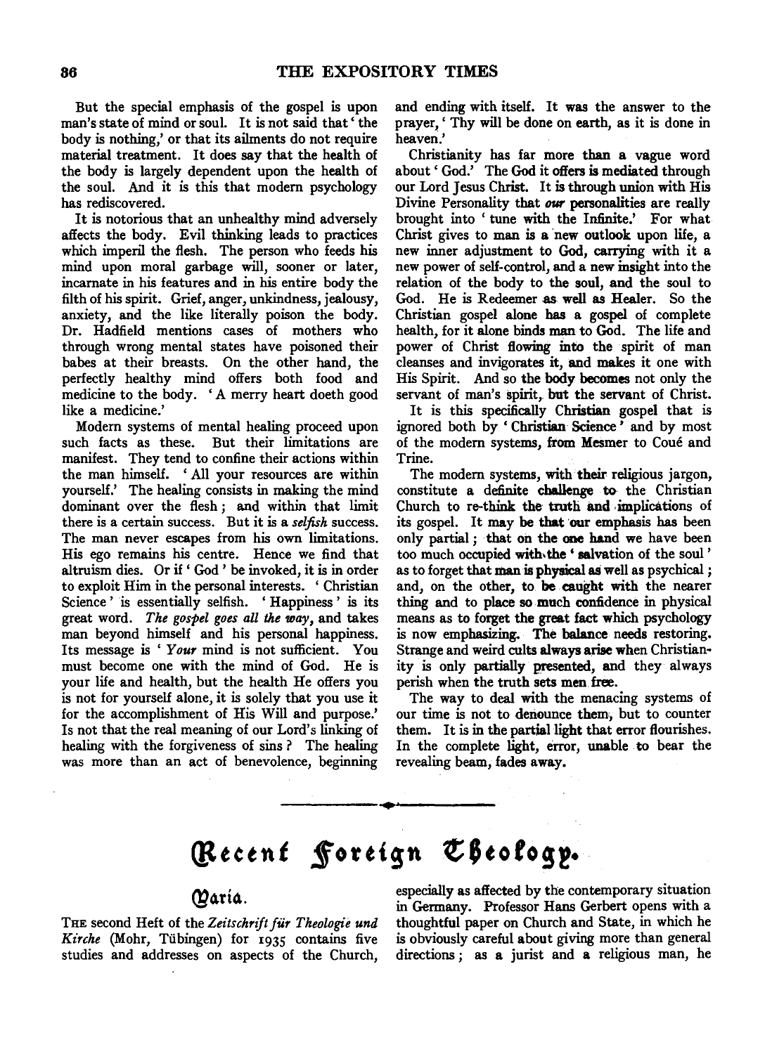But the special emphasis of the gospel is upon man's state of mind or soul. It is not said that 'the body is nothing,' or that its ailments do not require material treatment. It does say that the health of the body is largely dependent upon the health of the soul. And it is this that modern psychology has rediscovered.

It is notorious that an unhealthy mind adversely affects the body. Evil thinking leads to practices which imperil the flesh. The person who feeds his mind upon moral garbage will, sooner or later, incarnate in his features and in his entire body the filth of his spirit. Grief, anger, unkindness, jealousy, anxiety, and the like literally poison the body. Dr. Hadfield mentions cases of mothers who through wrong mental states have poisoned their babes at their breasts. On the other hand, the perfectly healthy mind offers both food and medicine to the body. 'A merry heart doeth good like a medicine.'

Modern systems of mental healing proceed upon such facts as these. But their limitations are manifest. They tend to confine their actions within the man himself. 'All your resources are within yourself.' The healing consists in making the mind dominant over the flesh; and within that limit there is a certain success. But it is a *selfish* success. The man never escapes from his own limitations. His ego remains his centre. Hence we find that altruism dies. Or if 'God' be invoked, it is in order to exploit Him in the personal interests. 'Christian Science' is essentially selfish. 'Happiness' is its great word. *The gospel goes all the way*, and takes man beyond himself and his personal happiness. Its message is '*Your* mind is not sufficient. You must become one with the mind of God. He is your life and health, but the health He offers you is not for yourself alone, it is solely that you use it for the accomplishment of His Will and purpose.' Is not that the real meaning of our Lord's linking of healing with the forgiveness of sins? The healing was more than an act of benevolence, beginning and ending with itself. It was the answer to the prayer, 'Thy will be done on earth, as it is done in heaven.'

Christianity has far more than a vague word about 'God.' The God it offers is mediated through our Lord Jesus Christ. It is through union with His Divine Personality that *our* personalities are really brought into 'tune with the Infinite.' For what Christ gives to man is a new outlook upon life, a new inner adjustment to God, carrying with it a new power of self-control, and a new insight into the relation of the body to the soul, and the soul to God. He is Redeemer as well as Healer. So the Christian gospel alone has a gospel of complete health, for it alone binds man to God. The life and power of Christ flowing into the spirit of man cleanses and invigorates it, and makes it one with His Spirit. And so the body becomes not only the servant of man's spirit, but the servant of Christ.

It is this specifically Christian gospel that is ignored both by 'Christian Science' and by most of the modern systems, from Mesmer to Coué and Trine.

The modern systems, with their religious jargon, constitute a definite challenge to the Christian Church to re-think the truth and implications of its gospel. It may be that our emphasis has been only partial; that on the one hand we have been too much occupied with the 'salvation of the soul' as to forget that man is physical as well as psychical; and, on the other, to be caught with the nearer thing and to place so much confidence in physical means as to forget the great fact which psychology is now emphasizing. The balance needs restoring. Strange and weird cults always arise when Christianity is only partially presented, and they always perish when the truth sets men free.

The way to deal with the menacing systems of our time is not to denounce them, but to counter them. It is in the partial light that error flourishes. In the complete light, error, unable to bear the revealing beam, fades away.

---

# Recent Foreign Theology.

## Varia.

The second Heft of the *Zeitschrift für Theologie und Kirche* (Mohr, Tübingen) for 1935 contains five studies and addresses on aspects of the Church, especially as affected by the contemporary situation in Germany. Professor Hans Gerbert opens with a thoughtful paper on Church and State, in which he is obviously careful about giving more than general directions; as a jurist and a religious man, he